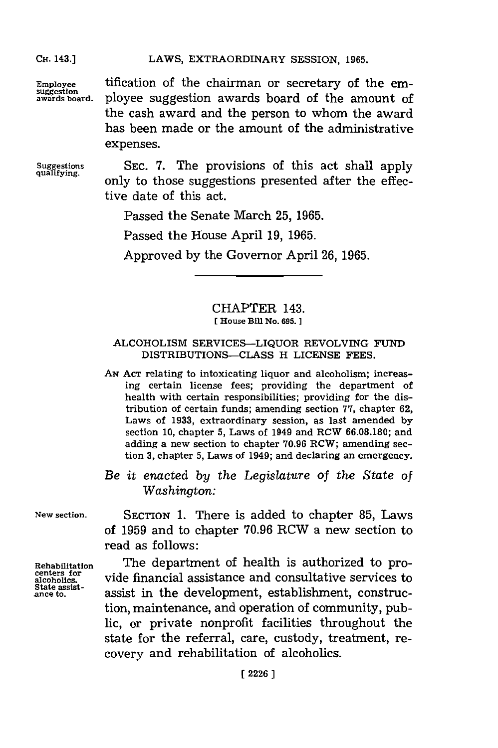Employee suggestion awards board. tification of the chairman or secretary of the employee suggestion awards board of the amount of the cash award and the person to whom the award has been made or the amount of the administrative expenses.

Suggestions qualifying. SEC. 7. The provisions of this act shall apply only to those suggestions presented after the effective date of this act.

Passed the Senate March 25, 1965.

Passed the House April 19, 1965.

Approved by the Governor April 26, 1965.

---

## CHAPTER 143.

[ House Bill No. 695. ]

### ALCOHOLISM SERVICES—LIQUOR REVOLVING FUND DISTRIBUTIONS—CLASS H LICENSE FEES.

AN ACT relating to intoxicating liquor and alcoholism; increasing certain license fees; providing the department of health with certain responsibilities; providing for the distribution of certain funds; amending section 77, chapter 62, Laws of 1933, extraordinary session, as last amended by section 10, chapter 5, Laws of 1949 and RCW 66.08.180; and adding a new section to chapter 70.96 RCW; amending section 3, chapter 5, Laws of 1949; and declaring an emergency.

*Be it enacted by the Legislature of the State of Washington:*

New section. SECTION 1. There is added to chapter 85, Laws of 1959 and to chapter 70.96 RCW a new section to read as follows:

Rehabilitation centers for alcoholics. State assistance to. The department of health is authorized to provide financial assistance and consultative services to assist in the development, establishment, construction, maintenance, and operation of community, public, or private nonprofit facilities throughout the state for the referral, care, custody, treatment, recovery and rehabilitation of alcoholics.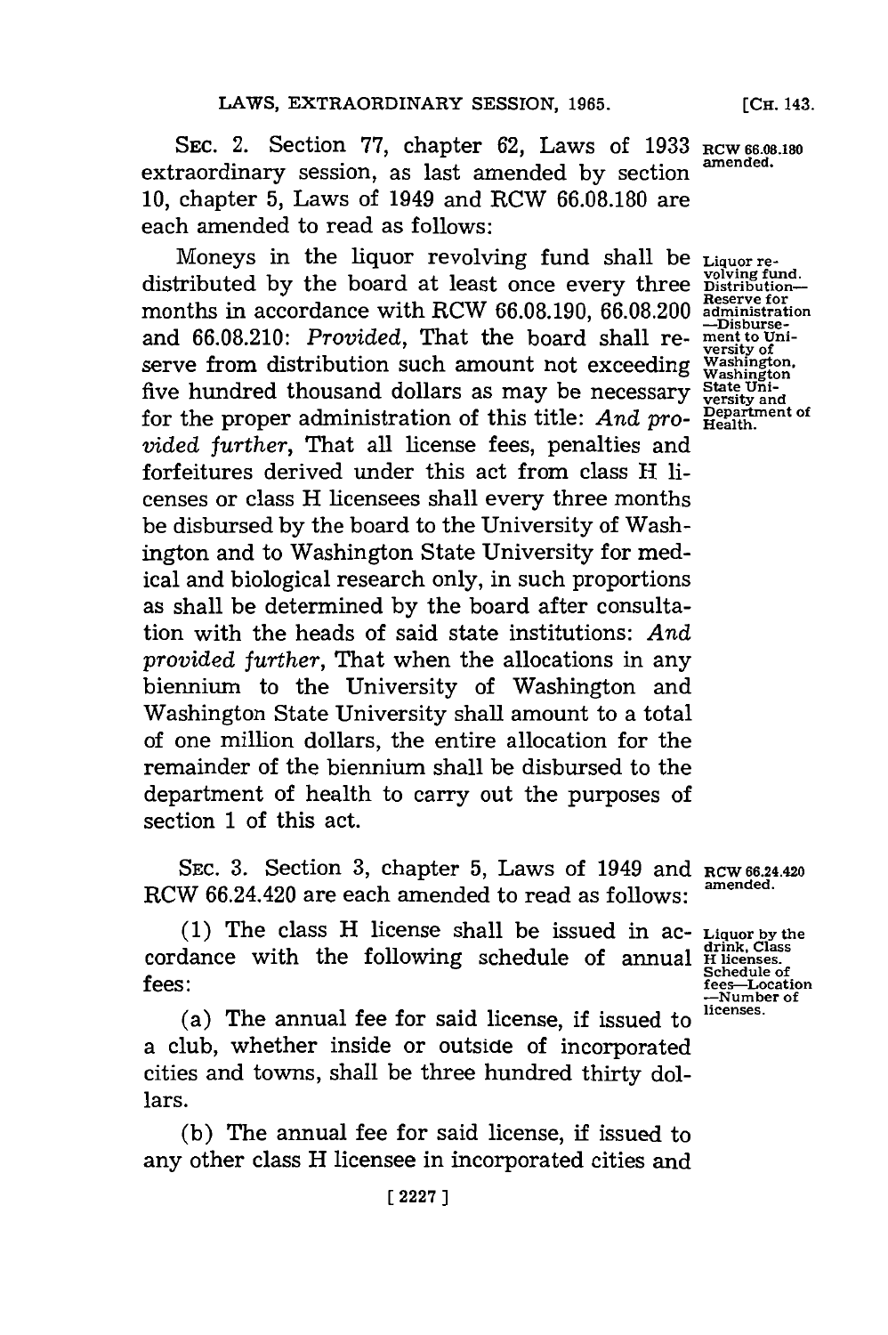SEC. 2. Section 77, chapter 62, Laws of 1933 extraordinary session, as last amended by section 10, chapter 5, Laws of 1949 and RCW 66.08.180 are each amended to read as follows:

RCW 66.08.180 amended.

Moneys in the liquor revolving fund shall be distributed by the board at least once every three months in accordance with RCW 66.08.190, 66.08.200 and 66.08.210: *Provided*, That the board shall reserve from distribution such amount not exceeding five hundred thousand dollars as may be necessary for the proper administration of this title: *And provided further*, That all license fees, penalties and forfeitures derived under this act from class H licenses or class H licensees shall every three months be disbursed by the board to the University of Washington and to Washington State University for medical and biological research only, in such proportions as shall be determined by the board after consultation with the heads of said state institutions: *And provided further*, That when the allocations in any biennium to the University of Washington and Washington State University shall amount to a total of one million dollars, the entire allocation for the remainder of the biennium shall be disbursed to the department of health to carry out the purposes of section 1 of this act.

Liquor revolving fund. Distribution—Reserve for administration—Disbursement to University of Washington, Washington State University and Department of Health.

SEC. 3. Section 3, chapter 5, Laws of 1949 and RCW 66.24.420 are each amended to read as follows:

RCW 66.24.420 amended.

(1) The class H license shall be issued in accordance with the following schedule of annual fees:

Liquor by the drink, Class H licenses. Schedule of fees—Location—Number of licenses.

(a) The annual fee for said license, if issued to a club, whether inside or outside of incorporated cities and towns, shall be three hundred thirty dollars.

(b) The annual fee for said license, if issued to any other class H licensee in incorporated cities and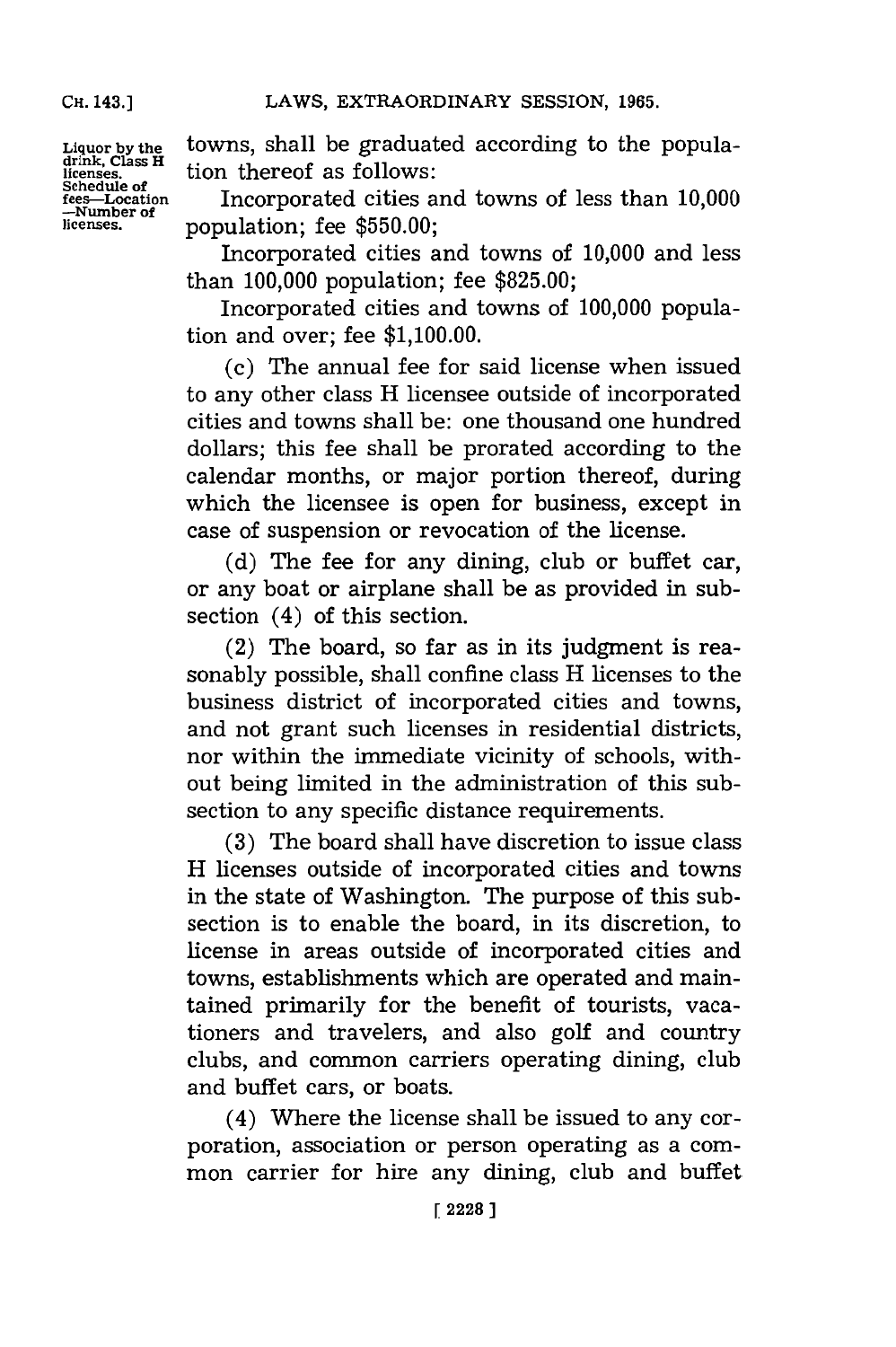Liquor by the drink, Class H licenses. Schedule of fees—Location —Number of licenses.

towns, shall be graduated according to the population thereof as follows:

Incorporated cities and towns of less than 10,000 population; fee $550.00;

Incorporated cities and towns of 10,000 and less than 100,000 population; fee $825.00;

Incorporated cities and towns of 100,000 population and over; fee $1,100.00.

(c) The annual fee for said license when issued to any other class H licensee outside of incorporated cities and towns shall be: one thousand one hundred dollars; this fee shall be prorated according to the calendar months, or major portion thereof, during which the licensee is open for business, except in case of suspension or revocation of the license.

(d) The fee for any dining, club or buffet car, or any boat or airplane shall be as provided in subsection (4) of this section.

(2) The board, so far as in its judgment is reasonably possible, shall confine class H licenses to the business district of incorporated cities and towns, and not grant such licenses in residential districts, nor within the immediate vicinity of schools, without being limited in the administration of this subsection to any specific distance requirements.

(3) The board shall have discretion to issue class H licenses outside of incorporated cities and towns in the state of Washington. The purpose of this subsection is to enable the board, in its discretion, to license in areas outside of incorporated cities and towns, establishments which are operated and maintained primarily for the benefit of tourists, vacationers and travelers, and also golf and country clubs, and common carriers operating dining, club and buffet cars, or boats.

(4) Where the license shall be issued to any corporation, association or person operating as a common carrier for hire any dining, club and buffet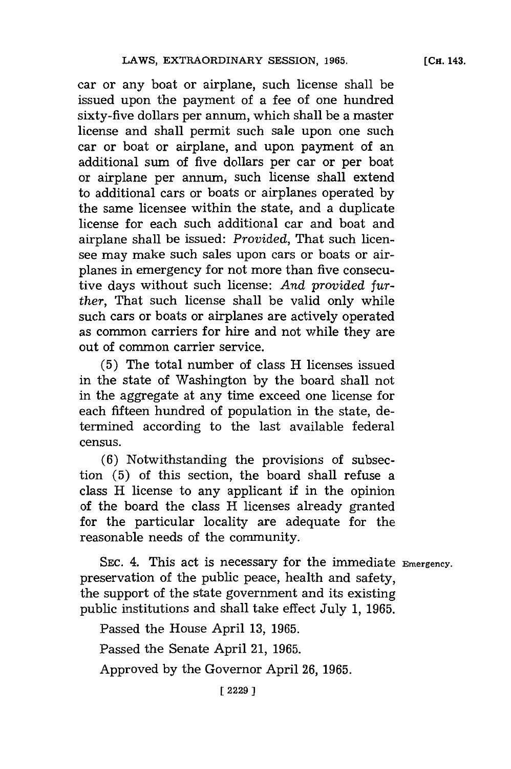car or any boat or airplane, such license shall be issued upon the payment of a fee of one hundred sixty-five dollars per annum, which shall be a master license and shall permit such sale upon one such car or boat or airplane, and upon payment of an additional sum of five dollars per car or per boat or airplane per annum, such license shall extend to additional cars or boats or airplanes operated by the same licensee within the state, and a duplicate license for each such additional car and boat and airplane shall be issued: *Provided*, That such licensee may make such sales upon cars or boats or airplanes in emergency for not more than five consecutive days without such license: *And provided further*, That such license shall be valid only while such cars or boats or airplanes are actively operated as common carriers for hire and not while they are out of common carrier service.

(5) The total number of class H licenses issued in the state of Washington by the board shall not in the aggregate at any time exceed one license for each fifteen hundred of population in the state, determined according to the last available federal census.

(6) Notwithstanding the provisions of subsection (5) of this section, the board shall refuse a class H license to any applicant if in the opinion of the board the class H licenses already granted for the particular locality are adequate for the reasonable needs of the community.

SEC. 4. This act is necessary for the immediate preservation of the public peace, health and safety, the support of the state government and its existing public institutions and shall take effect July 1, 1965. Emergency.

Passed the House April 13, 1965.

Passed the Senate April 21, 1965.

Approved by the Governor April 26, 1965.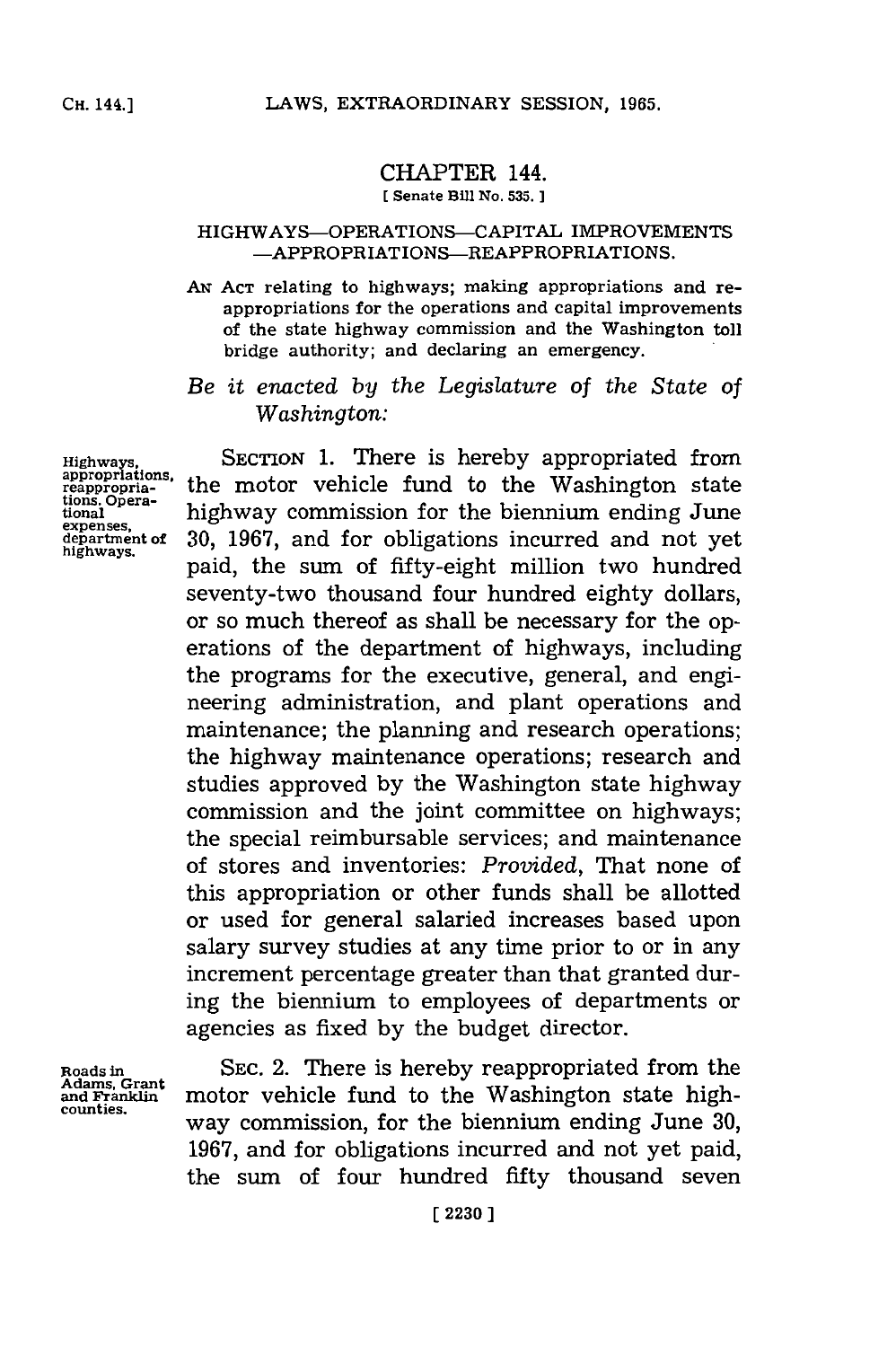## CHAPTER 144.

[ Senate Bill No. 535. ]

### HIGHWAYS—OPERATIONS—CAPITAL IMPROVEMENTS —APPROPRIATIONS—REAPPROPRIATIONS.

AN ACT relating to highways; making appropriations and reappropriations for the operations and capital improvements of the state highway commission and the Washington toll bridge authority; and declaring an emergency.

*Be it enacted by the Legislature of the State of Washington:*

Highways, appropriations, reappropriations. Operational expenses, department of highways.

SECTION 1. There is hereby appropriated from the motor vehicle fund to the Washington state highway commission for the biennium ending June 30, 1967, and for obligations incurred and not yet paid, the sum of fifty-eight million two hundred seventy-two thousand four hundred eighty dollars, or so much thereof as shall be necessary for the operations of the department of highways, including the programs for the executive, general, and engineering administration, and plant operations and maintenance; the planning and research operations; the highway maintenance operations; research and studies approved by the Washington state highway commission and the joint committee on highways; the special reimbursable services; and maintenance of stores and inventories: *Provided*, That none of this appropriation or other funds shall be allotted or used for general salaried increases based upon salary survey studies at any time prior to or in any increment percentage greater than that granted during the biennium to employees of departments or agencies as fixed by the budget director.

Roads in Adams, Grant and Franklin counties.

SEC. 2. There is hereby reappropriated from the motor vehicle fund to the Washington state highway commission, for the biennium ending June 30, 1967, and for obligations incurred and not yet paid, the sum of four hundred fifty thousand seven